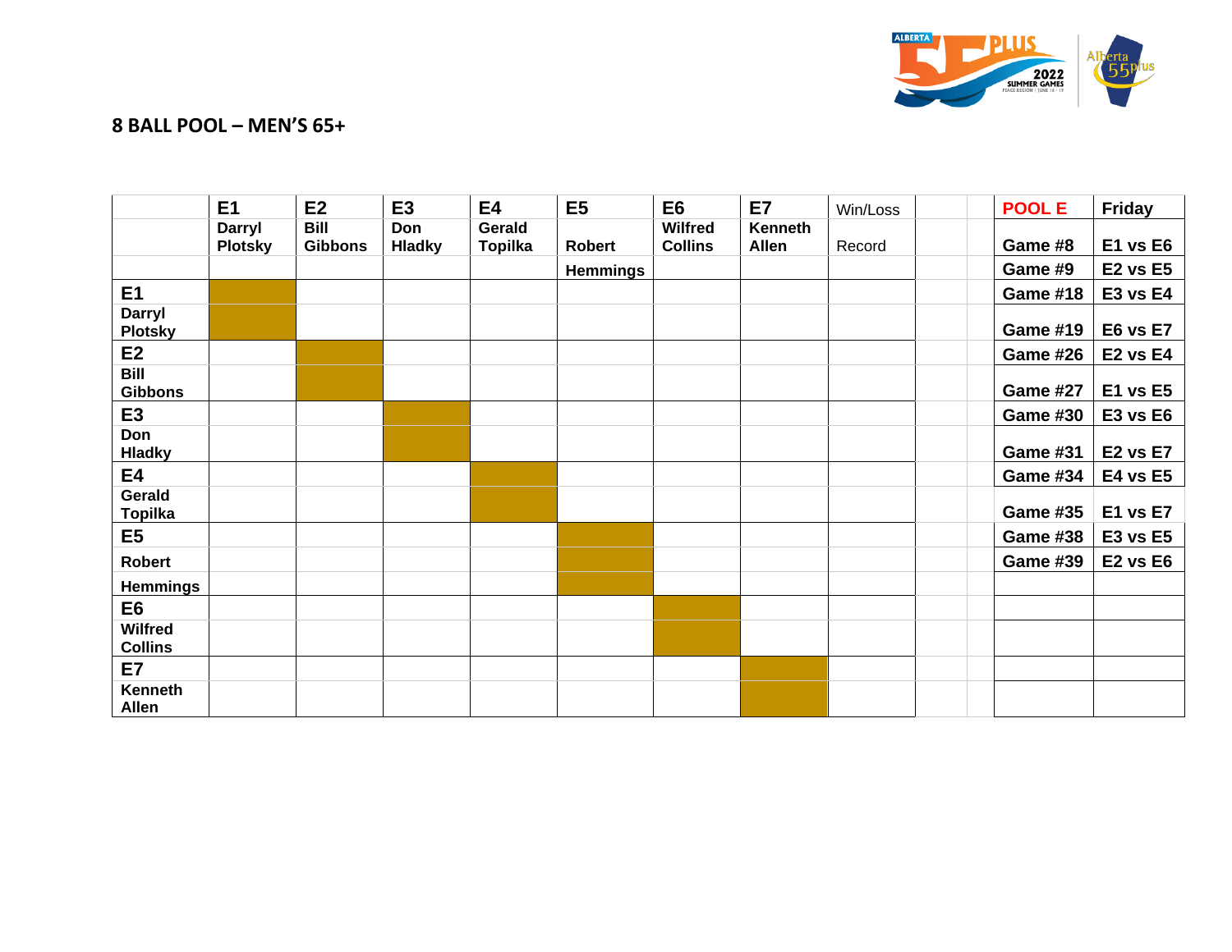## 8 BALL POOL – MEN'S 65+

| | E1 Darryl Plotsky | E2 Bill Gibbons | E3 Don Hladky | E4 Gerald Topilka | E5 Robert Hemmings | E6 Wilfred Collins | E7 Kenneth Allen | Win/Loss Record |
|---|---|---|---|---|---|---|---|---|
| E1 Darryl Plotsky | | | | | | | | |
| E2 Bill Gibbons | | | | | | | | |
| E3 Don Hladky | | | | | | | | |
| E4 Gerald Topilka | | | | | | | | |
| E5 Robert Hemmings | | | | | | | | |
| E6 Wilfred Collins | | | | | | | | |
| E7 Kenneth Allen | | | | | | | | |

| POOL E | Friday |
|---|---|
| Game #8 | E1 vs E6 |
| Game #9 | E2 vs E5 |
| Game #18 | E3 vs E4 |
| Game #19 | E6 vs E7 |
| Game #26 | E2 vs E4 |
| Game #27 | E1 vs E5 |
| Game #30 | E3 vs E6 |
| Game #31 | E2 vs E7 |
| Game #34 | E4 vs E5 |
| Game #35 | E1 vs E7 |
| Game #38 | E3 vs E5 |
| Game #39 | E2 vs E6 |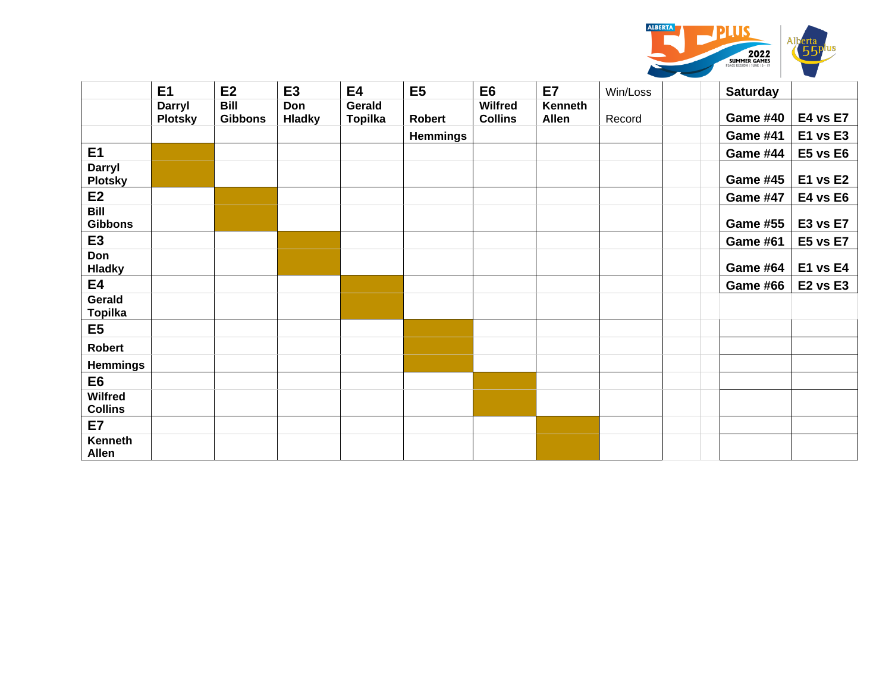| | E1 Darryl Plotsky | E2 Bill Gibbons | E3 Don Hladky | E4 Gerald Topilka | E5 Robert Hemmings | E6 Wilfred Collins | E7 Kenneth Allen | Win/Loss Record |
|---|---|---|---|---|---|---|---|---|
| E1 Darryl Plotsky | | | | | | | | |
| E2 Bill Gibbons | | | | | | | | |
| E3 Don Hladky | | | | | | | | |
| E4 Gerald Topilka | | | | | | | | |
| E5 Robert Hemmings | | | | | | | | |
| E6 Wilfred Collins | | | | | | | | |
| E7 Kenneth Allen | | | | | | | | |

| Saturday | |
|---|---|
| Game #40 | E4 vs E7 |
| Game #41 | E1 vs E3 |
| Game #44 | E5 vs E6 |
| Game #45 | E1 vs E2 |
| Game #47 | E4 vs E6 |
| Game #55 | E3 vs E7 |
| Game #61 | E5 vs E7 |
| Game #64 | E1 vs E4 |
| Game #66 | E2 vs E3 |